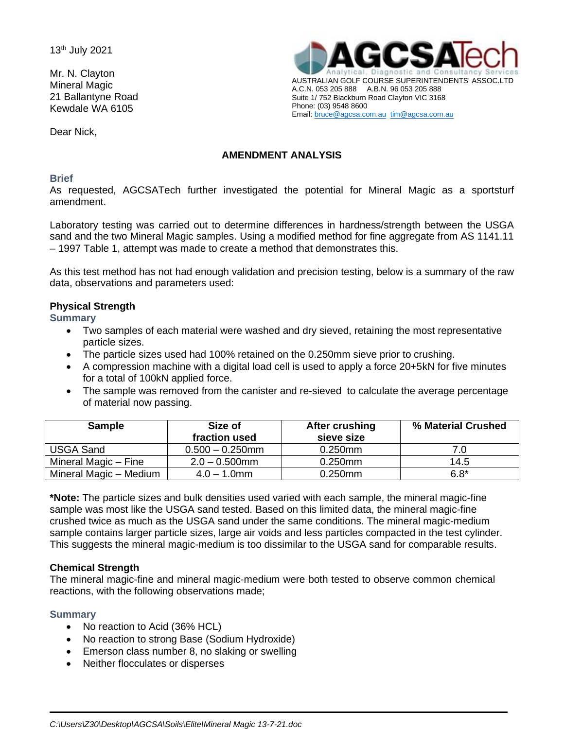13th July 2021

Mr. N. Clayton
Mineral Magic
21 Ballantyne Road
Kewdale WA 6105

AGCSATech
Analytical, Diagnostic and Consultancy Services
AUSTRALIAN GOLF COURSE SUPERINTENDENTS' ASSOC.LTD
A.C.N. 053 205 888 A.B.N. 96 053 205 888
Suite 1/ 752 Blackburn Road Clayton VIC 3168
Phone: (03) 9548 8600
Email: bruce@agcsa.com.au tim@agcsa.com.au

Dear Nick,

## AMENDMENT ANALYSIS

### Brief

As requested, AGCSATech further investigated the potential for Mineral Magic as a sportsturf amendment.

Laboratory testing was carried out to determine differences in hardness/strength between the USGA sand and the two Mineral Magic samples. Using a modified method for fine aggregate from AS 1141.11 – 1997 Table 1, attempt was made to create a method that demonstrates this.

As this test method has not had enough validation and precision testing, below is a summary of the raw data, observations and parameters used:

### Physical Strength

#### Summary

- Two samples of each material were washed and dry sieved, retaining the most representative particle sizes.
- The particle sizes used had 100% retained on the 0.250mm sieve prior to crushing.
- A compression machine with a digital load cell is used to apply a force 20+5kN for five minutes for a total of 100kN applied force.
- The sample was removed from the canister and re-sieved to calculate the average percentage of material now passing.

| Sample | Size of fraction used | After crushing sieve size | % Material Crushed |
|---|---|---|---|
| USGA Sand | 0.500 – 0.250mm | 0.250mm | 7.0 |
| Mineral Magic – Fine | 2.0 – 0.500mm | 0.250mm | 14.5 |
| Mineral Magic – Medium | 4.0 – 1.0mm | 0.250mm | 6.8* |

**\*Note:** The particle sizes and bulk densities used varied with each sample, the mineral magic-fine sample was most like the USGA sand tested. Based on this limited data, the mineral magic-fine crushed twice as much as the USGA sand under the same conditions. The mineral magic-medium sample contains larger particle sizes, large air voids and less particles compacted in the test cylinder. This suggests the mineral magic-medium is too dissimilar to the USGA sand for comparable results.

### Chemical Strength

The mineral magic-fine and mineral magic-medium were both tested to observe common chemical reactions, with the following observations made;

#### Summary

- No reaction to Acid (36% HCL)
- No reaction to strong Base (Sodium Hydroxide)
- Emerson class number 8, no slaking or swelling
- Neither flocculates or disperses

*C:\Users\Z30\Desktop\AGCSA\Soils\Elite\Mineral Magic 13-7-21.doc*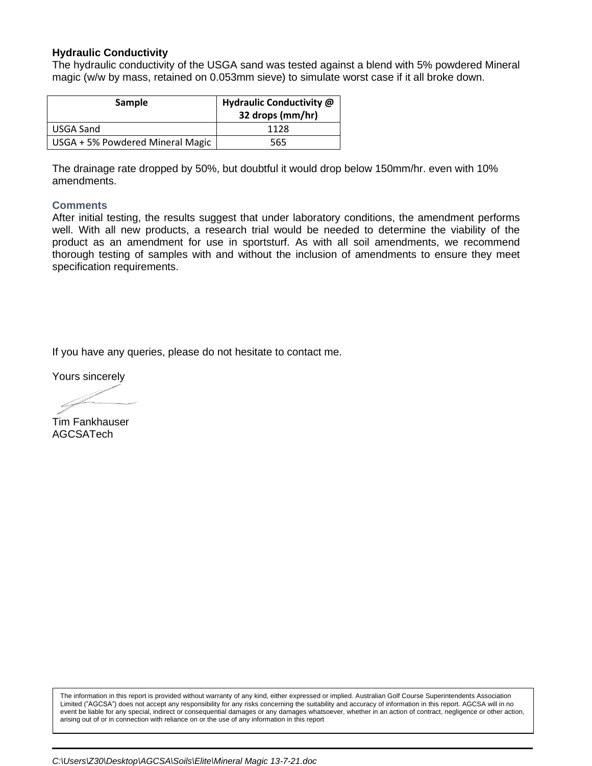### Hydraulic Conductivity

The hydraulic conductivity of the USGA sand was tested against a blend with 5% powdered Mineral magic (w/w by mass, retained on 0.053mm sieve) to simulate worst case if it all broke down.

| Sample | Hydraulic Conductivity @ 32 drops (mm/hr) |
| --- | --- |
| USGA Sand | 1128 |
| USGA + 5% Powdered Mineral Magic | 565 |

The drainage rate dropped by 50%, but doubtful it would drop below 150mm/hr. even with 10% amendments.

### Comments

After initial testing, the results suggest that under laboratory conditions, the amendment performs well. With all new products, a research trial would be needed to determine the viability of the product as an amendment for use in sportsturf. As with all soil amendments, we recommend thorough testing of samples with and without the inclusion of amendments to ensure they meet specification requirements.

If you have any queries, please do not hesitate to contact me.

Yours sincerely

Tim Fankhauser
AGCSATech

The information in this report is provided without warranty of any kind, either expressed or implied. Australian Golf Course Superintendents Association Limited ("AGCSA") does not accept any responsibility for any risks concerning the suitability and accuracy of information in this report. AGCSA will in no event be liable for any special, indirect or consequential damages or any damages whatsoever, whether in an action of contract, negligence or other action, arising out of or in connection with reliance on or the use of any information in this report